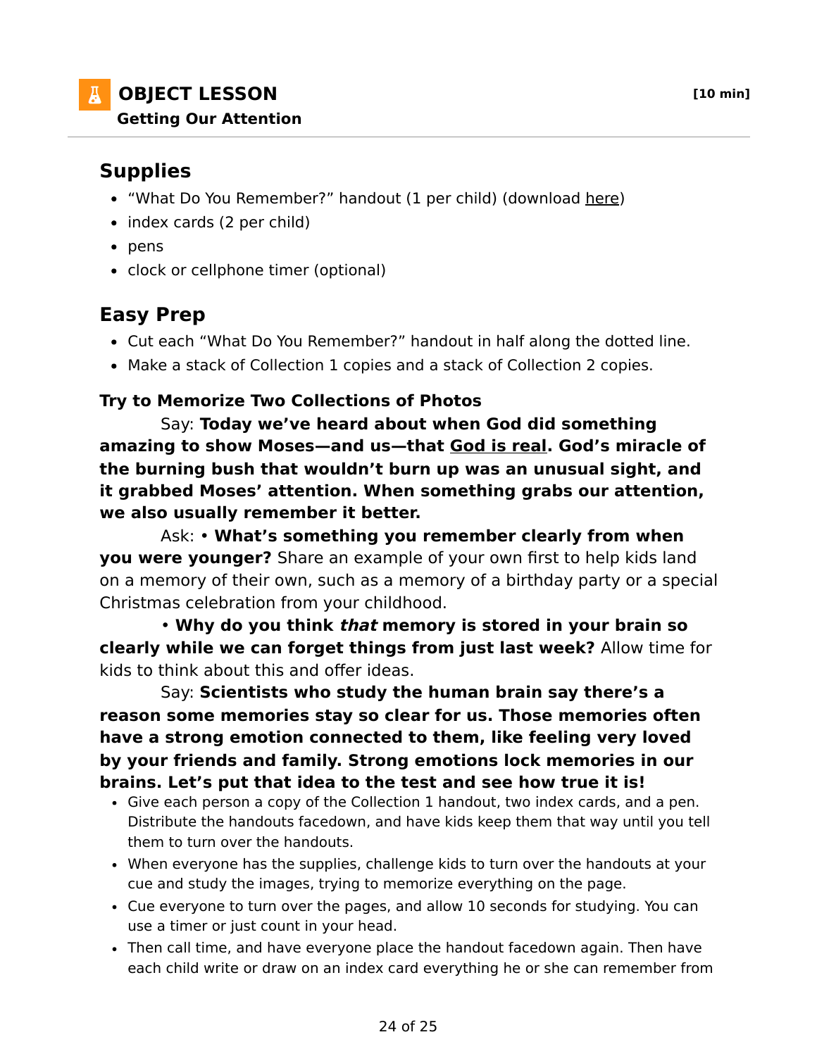# OBJECT LESSON

**[10 min]**

**Getting Our Attention**

## Supplies

- "What Do You Remember?" handout (1 per child) (download here)
- index cards (2 per child)
- pens
- clock or cellphone timer (optional)

## Easy Prep

- Cut each "What Do You Remember?" handout in half along the dotted line.
- Make a stack of Collection 1 copies and a stack of Collection 2 copies.

### Try to Memorize Two Collections of Photos

Say: **Today we've heard about when God did something amazing to show Moses—and us—that God is real. God's miracle of the burning bush that wouldn't burn up was an unusual sight, and it grabbed Moses' attention. When something grabs our attention, we also usually remember it better.**

Ask: • **What's something you remember clearly from when you were younger?** Share an example of your own first to help kids land on a memory of their own, such as a memory of a birthday party or a special Christmas celebration from your childhood.

• **Why do you think *that* memory is stored in your brain so clearly while we can forget things from just last week?** Allow time for kids to think about this and offer ideas.

Say: **Scientists who study the human brain say there's a reason some memories stay so clear for us. Those memories often have a strong emotion connected to them, like feeling very loved by your friends and family. Strong emotions lock memories in our brains. Let's put that idea to the test and see how true it is!**

- Give each person a copy of the Collection 1 handout, two index cards, and a pen. Distribute the handouts facedown, and have kids keep them that way until you tell them to turn over the handouts.
- When everyone has the supplies, challenge kids to turn over the handouts at your cue and study the images, trying to memorize everything on the page.
- Cue everyone to turn over the pages, and allow 10 seconds for studying. You can use a timer or just count in your head.
- Then call time, and have everyone place the handout facedown again. Then have each child write or draw on an index card everything he or she can remember from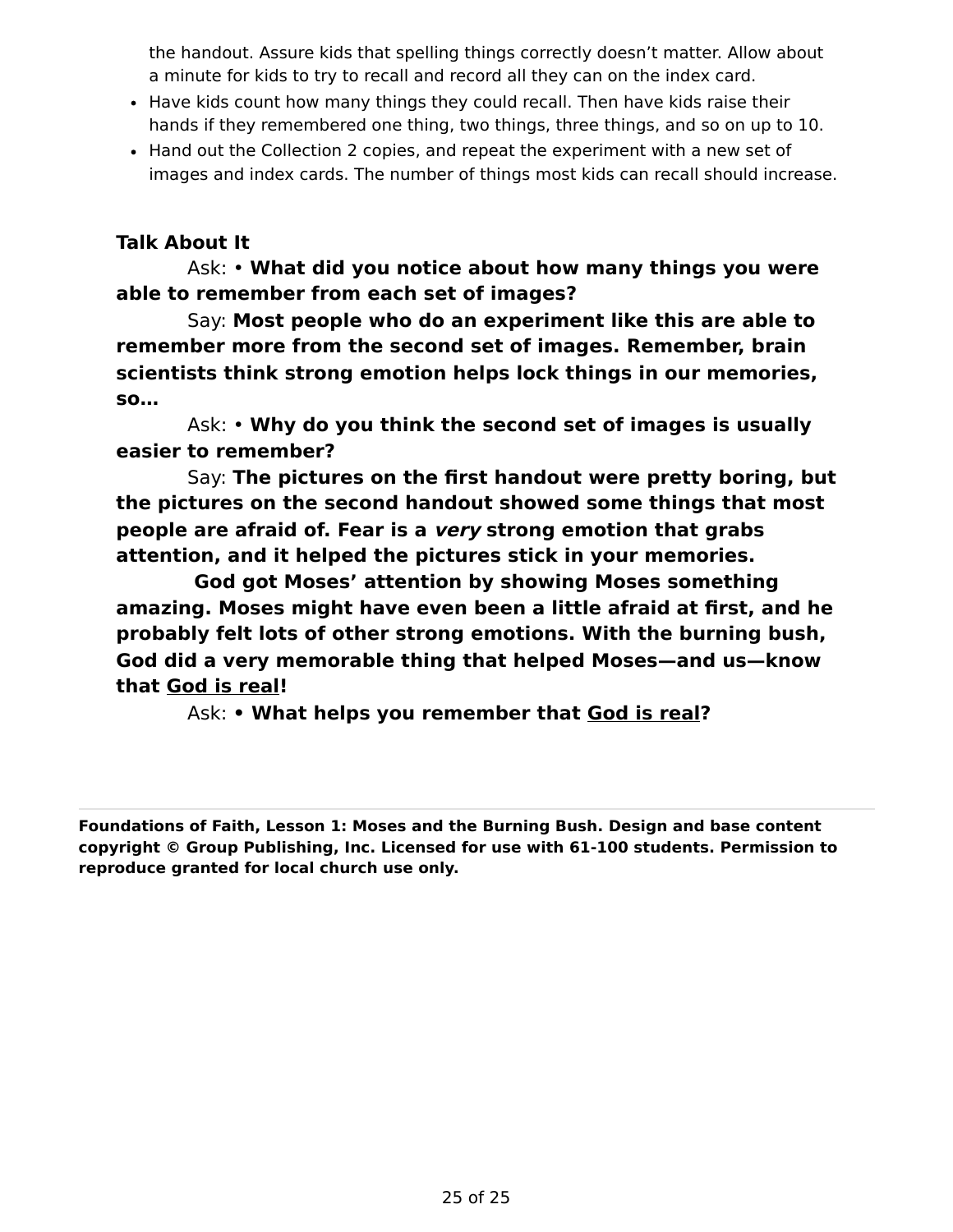the handout. Assure kids that spelling things correctly doesn't matter. Allow about a minute for kids to try to recall and record all they can on the index card.

- Have kids count how many things they could recall. Then have kids raise their hands if they remembered one thing, two things, three things, and so on up to 10.
- Hand out the Collection 2 copies, and repeat the experiment with a new set of images and index cards. The number of things most kids can recall should increase.

**Talk About It**

Ask: • **What did you notice about how many things you were able to remember from each set of images?**

Say: **Most people who do an experiment like this are able to remember more from the second set of images. Remember, brain scientists think strong emotion helps lock things in our memories, so…**

Ask: • **Why do you think the second set of images is usually easier to remember?**

Say: **The pictures on the first handout were pretty boring, but the pictures on the second handout showed some things that most people are afraid of. Fear is a *very* strong emotion that grabs attention, and it helped the pictures stick in your memories.**

**God got Moses' attention by showing Moses something amazing. Moses might have even been a little afraid at first, and he probably felt lots of other strong emotions. With the burning bush, God did a very memorable thing that helped Moses—and us—know that <u>God is real</u>!**

Ask: **• What helps you remember that <u>God is real</u>?**

---

**Foundations of Faith, Lesson 1: Moses and the Burning Bush. Design and base content copyright © Group Publishing, Inc. Licensed for use with 61-100 students. Permission to reproduce granted for local church use only.**